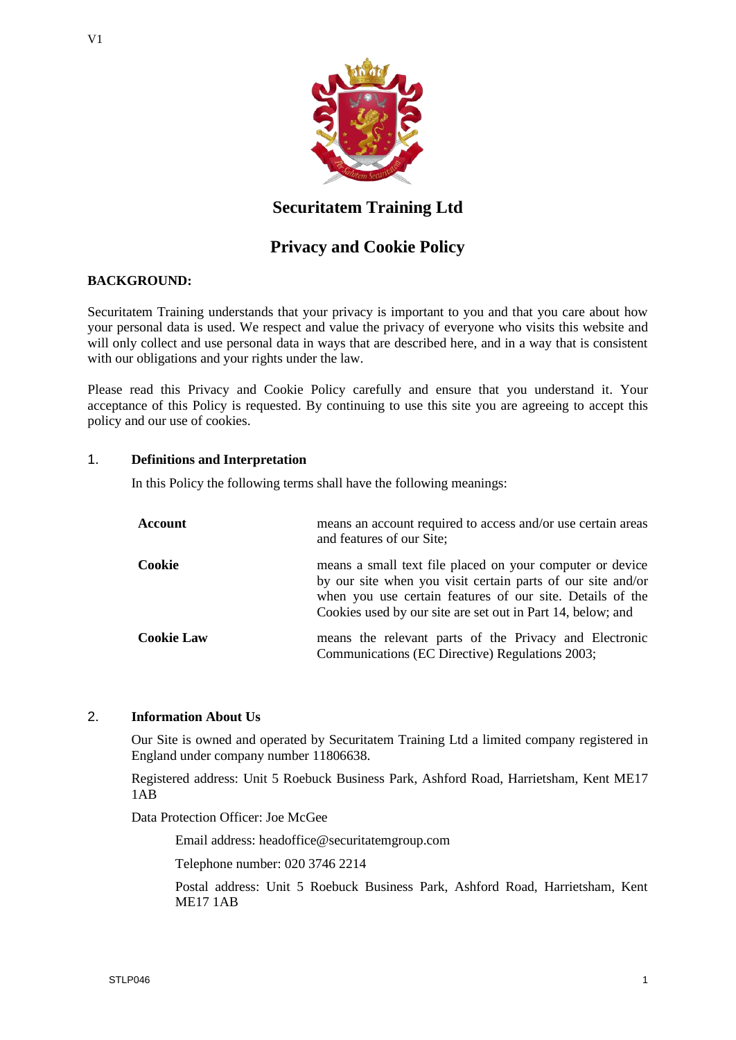V1

# Securitatem Training Ltd

## Privacy and Cookie Policy

**BACKGROUND:**

Securitatem Training understands that your privacy is important to you and that you care about how your personal data is used. We respect and value the privacy of everyone who visits this website and will only collect and use personal data in ways that are described here, and in a way that is consistent with our obligations and your rights under the law.

Please read this Privacy and Cookie Policy carefully and ensure that you understand it. Your acceptance of this Policy is requested. By continuing to use this site you are agreeing to accept this policy and our use of cookies.

### 1. Definitions and Interpretation

In this Policy the following terms shall have the following meanings:

| | |
|---|---|
| **Account** | means an account required to access and/or use certain areas and features of our Site; |
| **Cookie** | means a small text file placed on your computer or device by our site when you visit certain parts of our site and/or when you use certain features of our site. Details of the Cookies used by our site are set out in Part 14, below; and |
| **Cookie Law** | means the relevant parts of the Privacy and Electronic Communications (EC Directive) Regulations 2003; |

### 2. Information About Us

Our Site is owned and operated by Securitatem Training Ltd a limited company registered in England under company number 11806638.

Registered address: Unit 5 Roebuck Business Park, Ashford Road, Harrietsham, Kent ME17 1AB

Data Protection Officer: Joe McGee

Email address: headoffice@securitatemgroup.com

Telephone number: 020 3746 2214

Postal address: Unit 5 Roebuck Business Park, Ashford Road, Harrietsham, Kent ME17 1AB

STLP046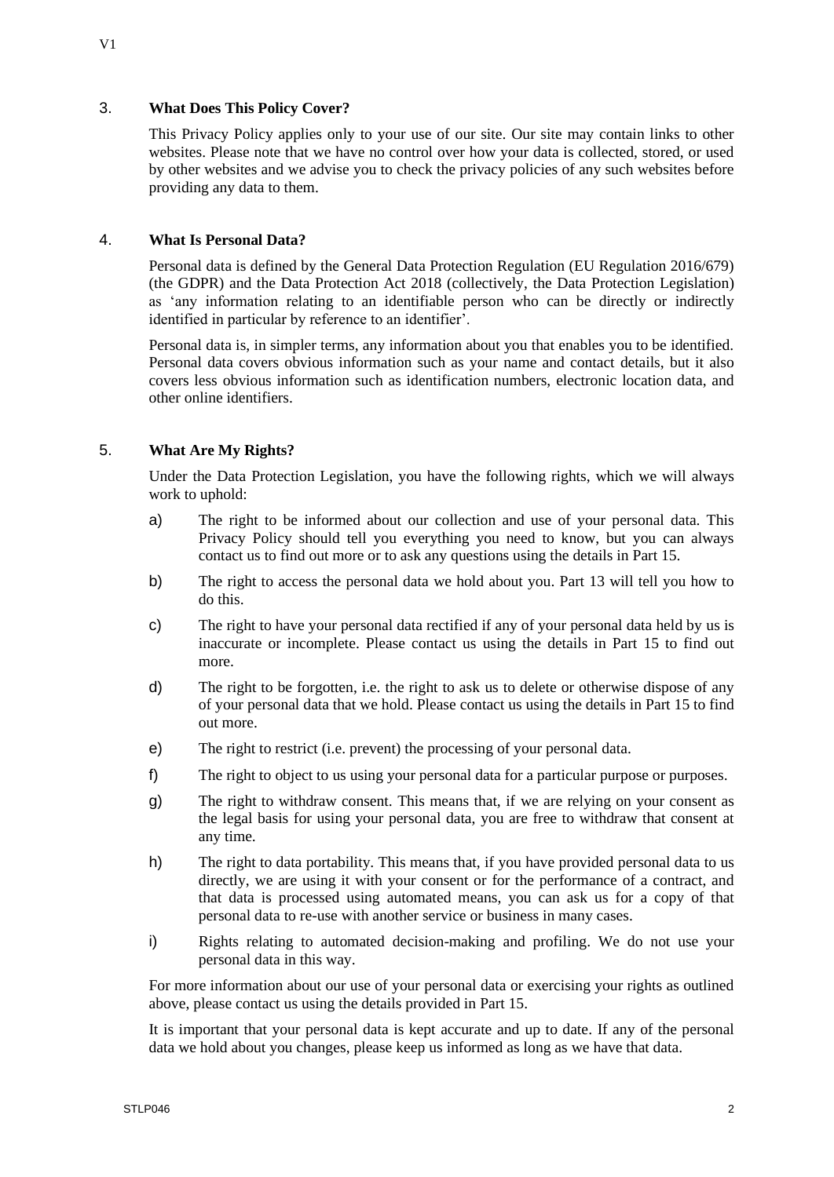## 3. What Does This Policy Cover?

This Privacy Policy applies only to your use of our site. Our site may contain links to other websites. Please note that we have no control over how your data is collected, stored, or used by other websites and we advise you to check the privacy policies of any such websites before providing any data to them.

## 4. What Is Personal Data?

Personal data is defined by the General Data Protection Regulation (EU Regulation 2016/679) (the GDPR) and the Data Protection Act 2018 (collectively, the Data Protection Legislation) as 'any information relating to an identifiable person who can be directly or indirectly identified in particular by reference to an identifier'.

Personal data is, in simpler terms, any information about you that enables you to be identified. Personal data covers obvious information such as your name and contact details, but it also covers less obvious information such as identification numbers, electronic location data, and other online identifiers.

## 5. What Are My Rights?

Under the Data Protection Legislation, you have the following rights, which we will always work to uphold:

a) The right to be informed about our collection and use of your personal data. This Privacy Policy should tell you everything you need to know, but you can always contact us to find out more or to ask any questions using the details in Part 15.

b) The right to access the personal data we hold about you. Part 13 will tell you how to do this.

c) The right to have your personal data rectified if any of your personal data held by us is inaccurate or incomplete. Please contact us using the details in Part 15 to find out more.

d) The right to be forgotten, i.e. the right to ask us to delete or otherwise dispose of any of your personal data that we hold. Please contact us using the details in Part 15 to find out more.

e) The right to restrict (i.e. prevent) the processing of your personal data.

f) The right to object to us using your personal data for a particular purpose or purposes.

g) The right to withdraw consent. This means that, if we are relying on your consent as the legal basis for using your personal data, you are free to withdraw that consent at any time.

h) The right to data portability. This means that, if you have provided personal data to us directly, we are using it with your consent or for the performance of a contract, and that data is processed using automated means, you can ask us for a copy of that personal data to re-use with another service or business in many cases.

i) Rights relating to automated decision-making and profiling. We do not use your personal data in this way.

For more information about our use of your personal data or exercising your rights as outlined above, please contact us using the details provided in Part 15.

It is important that your personal data is kept accurate and up to date. If any of the personal data we hold about you changes, please keep us informed as long as we have that data.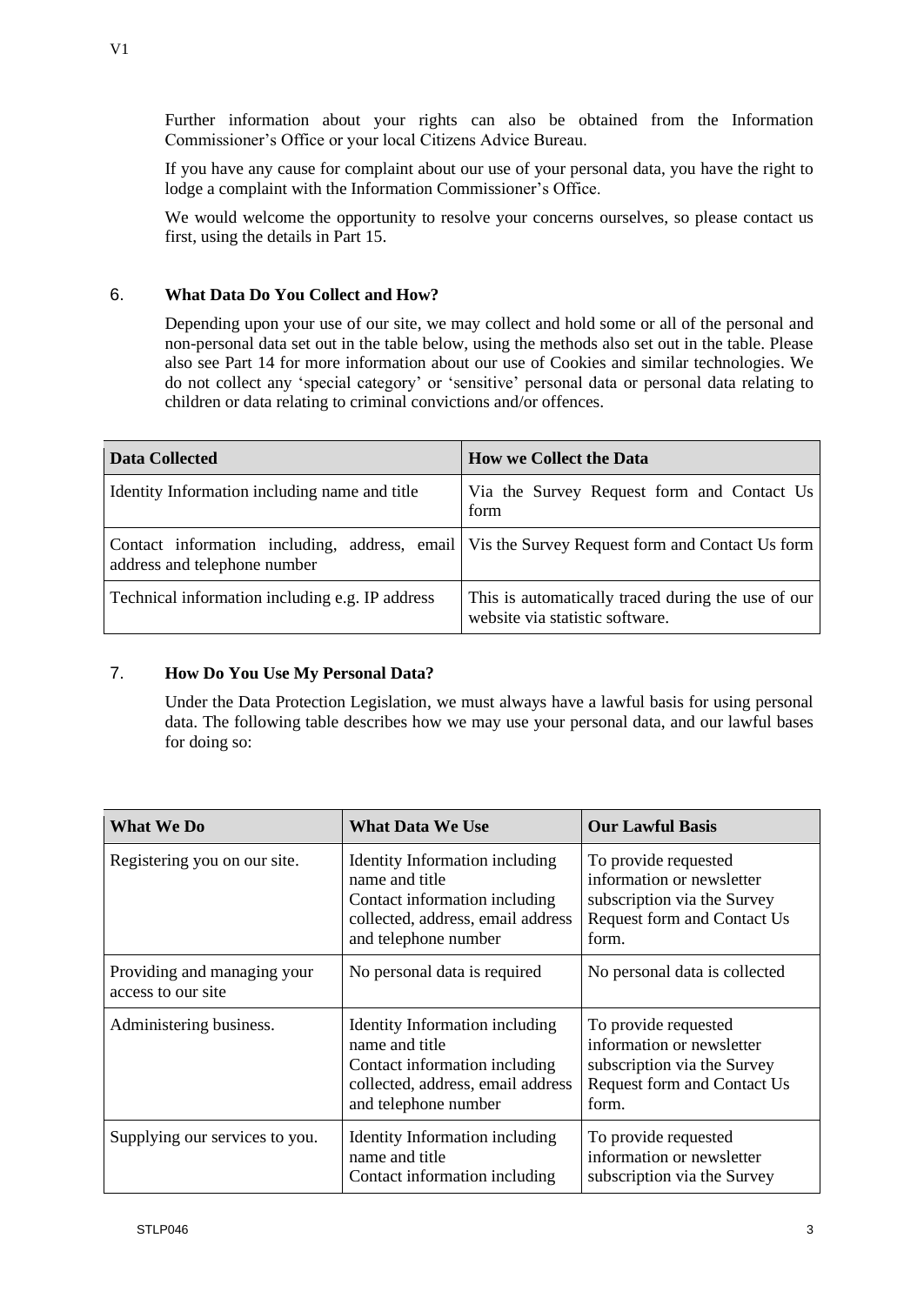Further information about your rights can also be obtained from the Information Commissioner's Office or your local Citizens Advice Bureau.

If you have any cause for complaint about our use of your personal data, you have the right to lodge a complaint with the Information Commissioner's Office.

We would welcome the opportunity to resolve your concerns ourselves, so please contact us first, using the details in Part 15.

## 6. What Data Do You Collect and How?

Depending upon your use of our site, we may collect and hold some or all of the personal and non-personal data set out in the table below, using the methods also set out in the table. Please also see Part 14 for more information about our use of Cookies and similar technologies. We do not collect any 'special category' or 'sensitive' personal data or personal data relating to children or data relating to criminal convictions and/or offences.

| Data Collected | How we Collect the Data |
|---|---|
| Identity Information including name and title | Via the Survey Request form and Contact Us form |
| Contact information including, address, email address and telephone number | Vis the Survey Request form and Contact Us form |
| Technical information including e.g. IP address | This is automatically traced during the use of our website via statistic software. |

## 7. How Do You Use My Personal Data?

Under the Data Protection Legislation, we must always have a lawful basis for using personal data. The following table describes how we may use your personal data, and our lawful bases for doing so:

| What We Do | What Data We Use | Our Lawful Basis |
|---|---|---|
| Registering you on our site. | Identity Information including name and title<br>Contact information including collected, address, email address and telephone number | To provide requested information or newsletter subscription via the Survey Request form and Contact Us form. |
| Providing and managing your access to our site | No personal data is required | No personal data is collected |
| Administering business. | Identity Information including name and title<br>Contact information including collected, address, email address and telephone number | To provide requested information or newsletter subscription via the Survey Request form and Contact Us form. |
| Supplying our services to you. | Identity Information including name and title<br>Contact information including | To provide requested information or newsletter subscription via the Survey |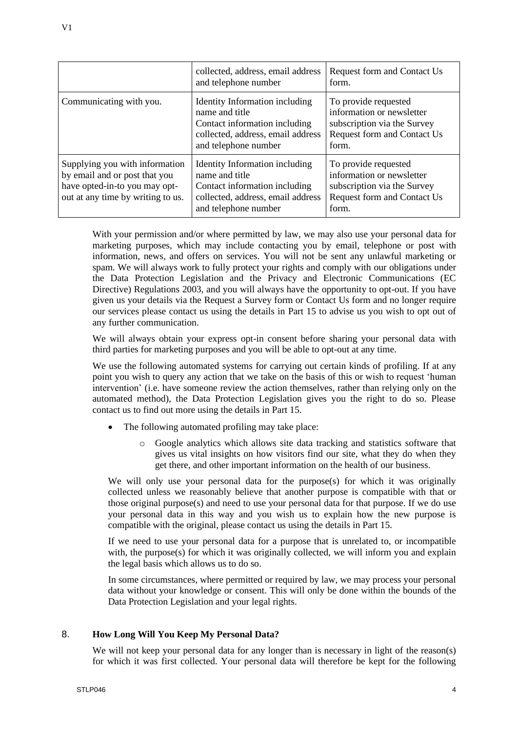|  | collected, address, email address and telephone number | Request form and Contact Us form. |
|---|---|---|
| Communicating with you. | Identity Information including name and title Contact information including collected, address, email address and telephone number | To provide requested information or newsletter subscription via the Survey Request form and Contact Us form. |
| Supplying you with information by email and or post that you have opted-in-to you may opt-out at any time by writing to us. | Identity Information including name and title Contact information including collected, address, email address and telephone number | To provide requested information or newsletter subscription via the Survey Request form and Contact Us form. |

With your permission and/or where permitted by law, we may also use your personal data for marketing purposes, which may include contacting you by email, telephone or post with information, news, and offers on services. You will not be sent any unlawful marketing or spam. We will always work to fully protect your rights and comply with our obligations under the Data Protection Legislation and the Privacy and Electronic Communications (EC Directive) Regulations 2003, and you will always have the opportunity to opt-out. If you have given us your details via the Request a Survey form or Contact Us form and no longer require our services please contact us using the details in Part 15 to advise us you wish to opt out of any further communication.

We will always obtain your express opt-in consent before sharing your personal data with third parties for marketing purposes and you will be able to opt-out at any time.

We use the following automated systems for carrying out certain kinds of profiling. If at any point you wish to query any action that we take on the basis of this or wish to request 'human intervention' (i.e. have someone review the action themselves, rather than relying only on the automated method), the Data Protection Legislation gives you the right to do so. Please contact us to find out more using the details in Part 15.

- The following automated profiling may take place:
  - Google analytics which allows site data tracking and statistics software that gives us vital insights on how visitors find our site, what they do when they get there, and other important information on the health of our business.

We will only use your personal data for the purpose(s) for which it was originally collected unless we reasonably believe that another purpose is compatible with that or those original purpose(s) and need to use your personal data for that purpose. If we do use your personal data in this way and you wish us to explain how the new purpose is compatible with the original, please contact us using the details in Part 15.

If we need to use your personal data for a purpose that is unrelated to, or incompatible with, the purpose(s) for which it was originally collected, we will inform you and explain the legal basis which allows us to do so.

In some circumstances, where permitted or required by law, we may process your personal data without your knowledge or consent. This will only be done within the bounds of the Data Protection Legislation and your legal rights.

## 8. How Long Will You Keep My Personal Data?

We will not keep your personal data for any longer than is necessary in light of the reason(s) for which it was first collected. Your personal data will therefore be kept for the following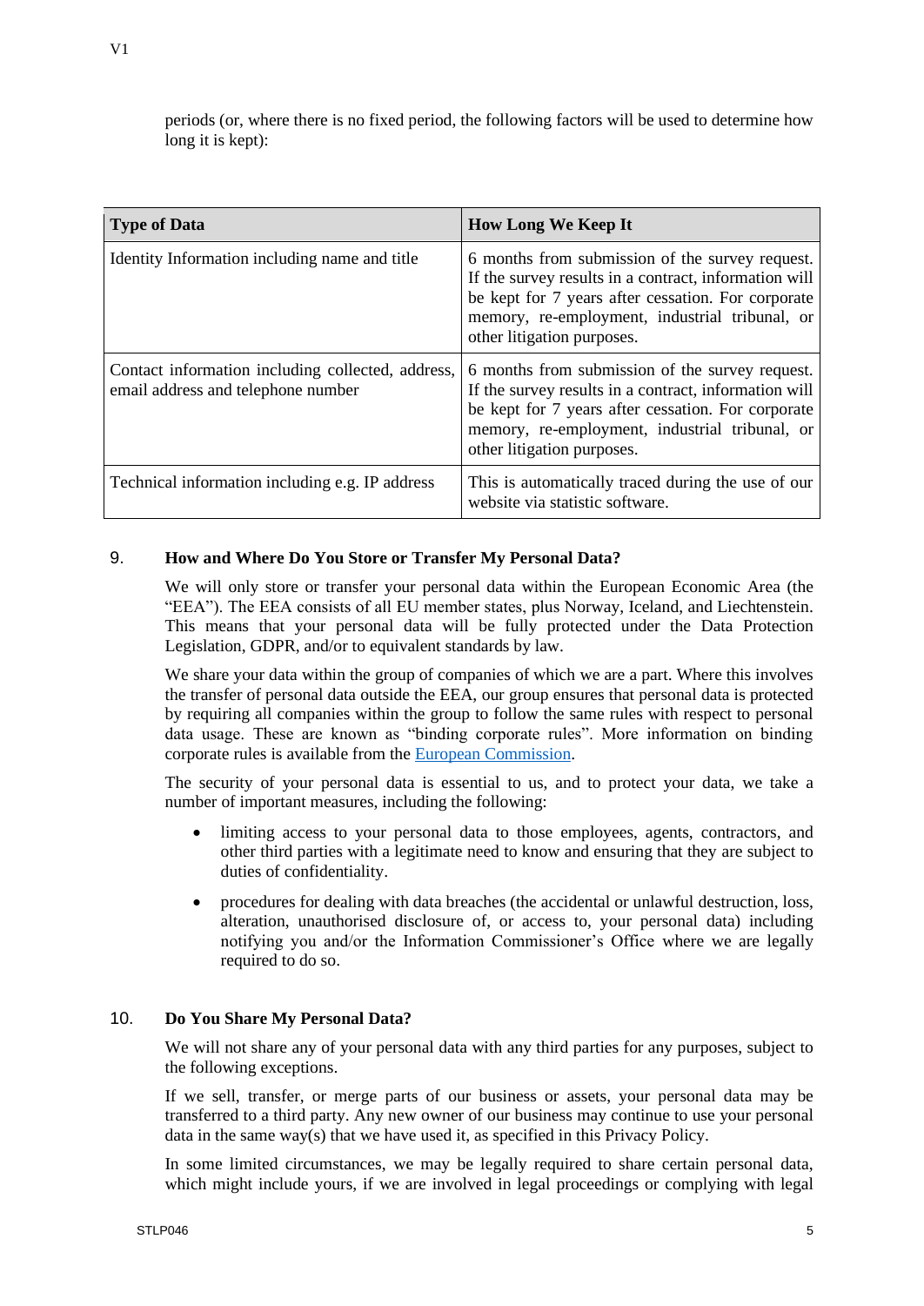periods (or, where there is no fixed period, the following factors will be used to determine how long it is kept):

| Type of Data | How Long We Keep It |
|---|---|
| Identity Information including name and title | 6 months from submission of the survey request. If the survey results in a contract, information will be kept for 7 years after cessation. For corporate memory, re-employment, industrial tribunal, or other litigation purposes. |
| Contact information including collected, address, email address and telephone number | 6 months from submission of the survey request. If the survey results in a contract, information will be kept for 7 years after cessation. For corporate memory, re-employment, industrial tribunal, or other litigation purposes. |
| Technical information including e.g. IP address | This is automatically traced during the use of our website via statistic software. |

## 9. How and Where Do You Store or Transfer My Personal Data?

We will only store or transfer your personal data within the European Economic Area (the "EEA"). The EEA consists of all EU member states, plus Norway, Iceland, and Liechtenstein. This means that your personal data will be fully protected under the Data Protection Legislation, GDPR, and/or to equivalent standards by law.

We share your data within the group of companies of which we are a part. Where this involves the transfer of personal data outside the EEA, our group ensures that personal data is protected by requiring all companies within the group to follow the same rules with respect to personal data usage. These are known as "binding corporate rules". More information on binding corporate rules is available from the European Commission.

The security of your personal data is essential to us, and to protect your data, we take a number of important measures, including the following:

- limiting access to your personal data to those employees, agents, contractors, and other third parties with a legitimate need to know and ensuring that they are subject to duties of confidentiality.
- procedures for dealing with data breaches (the accidental or unlawful destruction, loss, alteration, unauthorised disclosure of, or access to, your personal data) including notifying you and/or the Information Commissioner's Office where we are legally required to do so.

## 10. Do You Share My Personal Data?

We will not share any of your personal data with any third parties for any purposes, subject to the following exceptions.

If we sell, transfer, or merge parts of our business or assets, your personal data may be transferred to a third party. Any new owner of our business may continue to use your personal data in the same way(s) that we have used it, as specified in this Privacy Policy.

In some limited circumstances, we may be legally required to share certain personal data, which might include yours, if we are involved in legal proceedings or complying with legal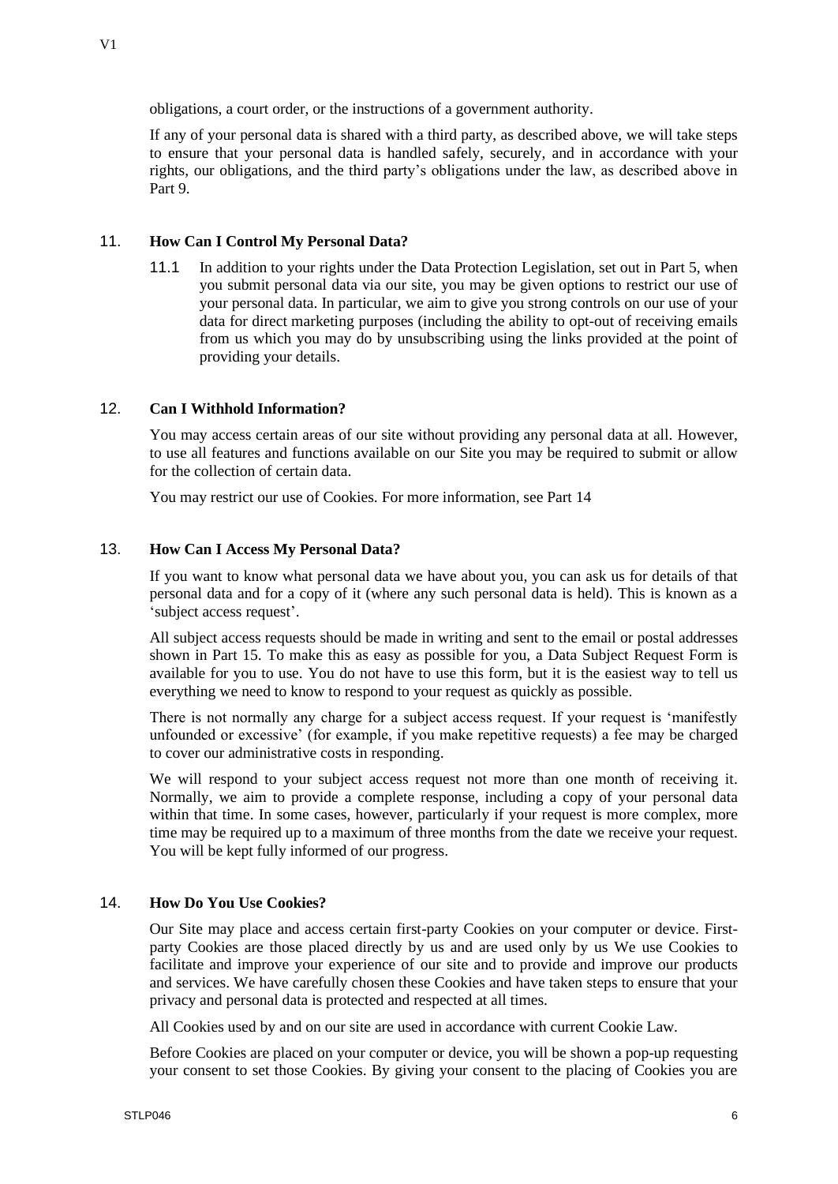obligations, a court order, or the instructions of a government authority.

If any of your personal data is shared with a third party, as described above, we will take steps to ensure that your personal data is handled safely, securely, and in accordance with your rights, our obligations, and the third party's obligations under the law, as described above in Part 9.

## 11. How Can I Control My Personal Data?

11.1 In addition to your rights under the Data Protection Legislation, set out in Part 5, when you submit personal data via our site, you may be given options to restrict our use of your personal data. In particular, we aim to give you strong controls on our use of your data for direct marketing purposes (including the ability to opt-out of receiving emails from us which you may do by unsubscribing using the links provided at the point of providing your details.

## 12. Can I Withhold Information?

You may access certain areas of our site without providing any personal data at all. However, to use all features and functions available on our Site you may be required to submit or allow for the collection of certain data.

You may restrict our use of Cookies. For more information, see Part 14

## 13. How Can I Access My Personal Data?

If you want to know what personal data we have about you, you can ask us for details of that personal data and for a copy of it (where any such personal data is held). This is known as a 'subject access request'.

All subject access requests should be made in writing and sent to the email or postal addresses shown in Part 15. To make this as easy as possible for you, a Data Subject Request Form is available for you to use. You do not have to use this form, but it is the easiest way to tell us everything we need to know to respond to your request as quickly as possible.

There is not normally any charge for a subject access request. If your request is 'manifestly unfounded or excessive' (for example, if you make repetitive requests) a fee may be charged to cover our administrative costs in responding.

We will respond to your subject access request not more than one month of receiving it. Normally, we aim to provide a complete response, including a copy of your personal data within that time. In some cases, however, particularly if your request is more complex, more time may be required up to a maximum of three months from the date we receive your request. You will be kept fully informed of our progress.

## 14. How Do You Use Cookies?

Our Site may place and access certain first-party Cookies on your computer or device. First-party Cookies are those placed directly by us and are used only by us We use Cookies to facilitate and improve your experience of our site and to provide and improve our products and services. We have carefully chosen these Cookies and have taken steps to ensure that your privacy and personal data is protected and respected at all times.

All Cookies used by and on our site are used in accordance with current Cookie Law.

Before Cookies are placed on your computer or device, you will be shown a pop-up requesting your consent to set those Cookies. By giving your consent to the placing of Cookies you are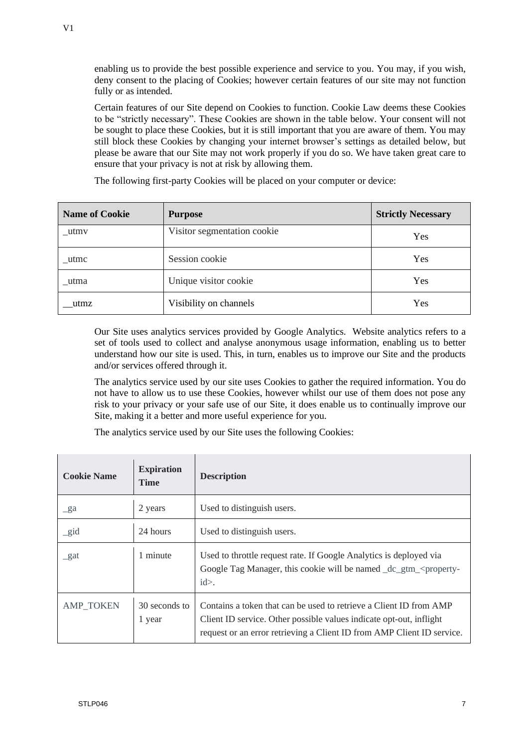enabling us to provide the best possible experience and service to you. You may, if you wish, deny consent to the placing of Cookies; however certain features of our site may not function fully or as intended.

Certain features of our Site depend on Cookies to function. Cookie Law deems these Cookies to be "strictly necessary". These Cookies are shown in the table below. Your consent will not be sought to place these Cookies, but it is still important that you are aware of them. You may still block these Cookies by changing your internet browser's settings as detailed below, but please be aware that our Site may not work properly if you do so. We have taken great care to ensure that your privacy is not at risk by allowing them.

The following first-party Cookies will be placed on your computer or device:

| Name of Cookie | Purpose | Strictly Necessary |
|---|---|---|
| _utmv | Visitor segmentation cookie | Yes |
| _utmc | Session cookie | Yes |
| _utma | Unique visitor cookie | Yes |
| __utmz | Visibility on channels | Yes |

Our Site uses analytics services provided by Google Analytics. Website analytics refers to a set of tools used to collect and analyse anonymous usage information, enabling us to better understand how our site is used. This, in turn, enables us to improve our Site and the products and/or services offered through it.

The analytics service used by our site uses Cookies to gather the required information. You do not have to allow us to use these Cookies, however whilst our use of them does not pose any risk to your privacy or your safe use of our Site, it does enable us to continually improve our Site, making it a better and more useful experience for you.

The analytics service used by our Site uses the following Cookies:

| Cookie Name | Expiration Time | Description |
|---|---|---|
| _ga | 2 years | Used to distinguish users. |
| _gid | 24 hours | Used to distinguish users. |
| _gat | 1 minute | Used to throttle request rate. If Google Analytics is deployed via Google Tag Manager, this cookie will be named _dc_gtm_<property-id>. |
| AMP_TOKEN | 30 seconds to 1 year | Contains a token that can be used to retrieve a Client ID from AMP Client ID service. Other possible values indicate opt-out, inflight request or an error retrieving a Client ID from AMP Client ID service. |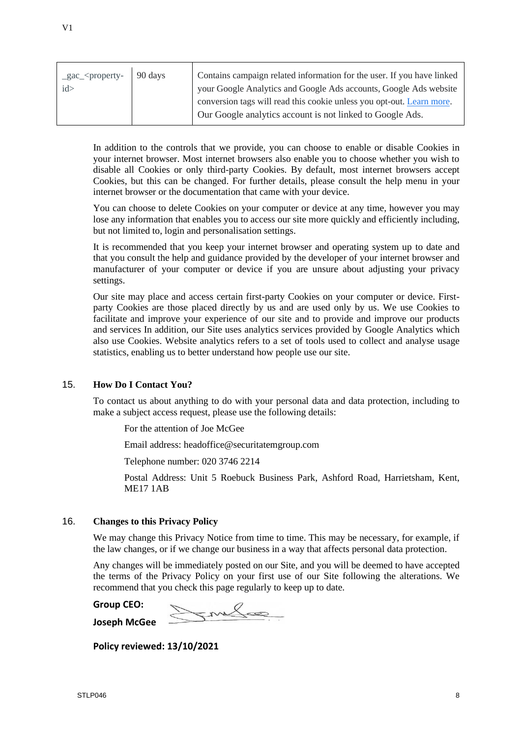| | | |
|---|---|---|
| _gac_<property-id> | 90 days | Contains campaign related information for the user. If you have linked your Google Analytics and Google Ads accounts, Google Ads website conversion tags will read this cookie unless you opt-out. Learn more. Our Google analytics account is not linked to Google Ads. |

In addition to the controls that we provide, you can choose to enable or disable Cookies in your internet browser. Most internet browsers also enable you to choose whether you wish to disable all Cookies or only third-party Cookies. By default, most internet browsers accept Cookies, but this can be changed. For further details, please consult the help menu in your internet browser or the documentation that came with your device.

You can choose to delete Cookies on your computer or device at any time, however you may lose any information that enables you to access our site more quickly and efficiently including, but not limited to, login and personalisation settings.

It is recommended that you keep your internet browser and operating system up to date and that you consult the help and guidance provided by the developer of your internet browser and manufacturer of your computer or device if you are unsure about adjusting your privacy settings.

Our site may place and access certain first-party Cookies on your computer or device. First-party Cookies are those placed directly by us and are used only by us. We use Cookies to facilitate and improve your experience of our site and to provide and improve our products and services In addition, our Site uses analytics services provided by Google Analytics which also use Cookies. Website analytics refers to a set of tools used to collect and analyse usage statistics, enabling us to better understand how people use our site.

## 15. How Do I Contact You?

To contact us about anything to do with your personal data and data protection, including to make a subject access request, please use the following details:

For the attention of Joe McGee

Email address: headoffice@securitatemgroup.com

Telephone number: 020 3746 2214

Postal Address: Unit 5 Roebuck Business Park, Ashford Road, Harrietsham, Kent, ME17 1AB

## 16. Changes to this Privacy Policy

We may change this Privacy Notice from time to time. This may be necessary, for example, if the law changes, or if we change our business in a way that affects personal data protection.

Any changes will be immediately posted on our Site, and you will be deemed to have accepted the terms of the Privacy Policy on your first use of our Site following the alterations. We recommend that you check this page regularly to keep up to date.

**Group CEO:**

**Joseph McGee**

**Policy reviewed: 13/10/2021**